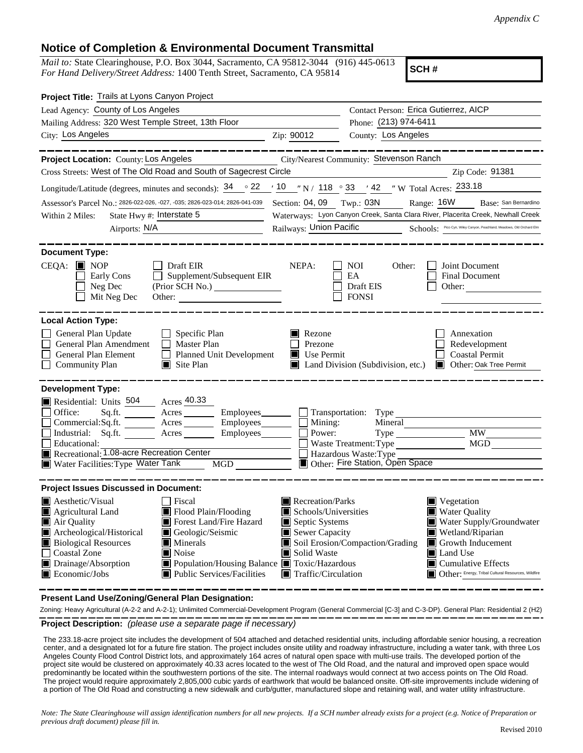*Appendix C*

# Notice of Completion & Environmental Document Transmittal

*Mail to:* State Clearinghouse, P.O. Box 3044, Sacramento, CA 95812-3044 (916) 445-0613
*For Hand Delivery/Street Address:* 1400 Tenth Street, Sacramento, CA 95814

**SCH #**

**Project Title:** Trails at Lyons Canyon Project

Lead Agency: County of Los Angeles
Contact Person: Erica Gutierrez, AICP
Mailing Address: 320 West Temple Street, 13th Floor
Phone: (213) 974-6411
City: Los Angeles
Zip: 90012
County: Los Angeles

**Project Location:** County: Los Angeles
City/Nearest Community: Stevenson Ranch
Cross Streets: West of The Old Road and South of Sagecrest Circle
Zip Code: 91381
Longitude/Latitude (degrees, minutes and seconds): 34 ° 22 ′ 10 ″ N / 118 ° 33 ′ 42 ″ W Total Acres: 233.18
Assessor's Parcel No.: 2826-022-026, -027, -035; 2826-023-014; 2826-041-039
Section: 04, 09 Twp.: 03N Range: 16W Base: San Bernardino
Within 2 Miles: State Hwy #: Interstate 5
Waterways: Lyon Canyon Creek, Santa Clara River, Placerita Creek, Newhall Creek
Airports: N/A
Railways: Union Pacific
Schools: Pico Cyn, Wiley Canyon, Peachland, Meadows, Old Orchard Elm

**Document Type:**

CEQA:
- [x] NOP
- [ ] Early Cons
- [ ] Neg Dec
- [ ] Mit Neg Dec
- [ ] Draft EIR
- [ ] Supplement/Subsequent EIR (Prior SCH No.)
- Other:

NEPA:
- [ ] NOI
- [ ] EA
- [ ] Draft EIS
- [ ] FONSI

Other:
- [ ] Joint Document
- [ ] Final Document
- [ ] Other:

**Local Action Type:**

- [ ] General Plan Update
- [ ] General Plan Amendment
- [ ] General Plan Element
- [ ] Community Plan
- [ ] Specific Plan
- [ ] Master Plan
- [ ] Planned Unit Development
- [x] Site Plan
- [x] Rezone
- [ ] Prezone
- [x] Use Permit
- [x] Land Division (Subdivision, etc.)
- [ ] Annexation
- [ ] Redevelopment
- [ ] Coastal Permit
- [x] Other: Oak Tree Permit

**Development Type:**

- [x] Residential: Units 504 Acres 40.33
- [ ] Office: Sq.ft. Acres Employees
- [ ] Commercial: Sq.ft. Acres Employees
- [ ] Industrial: Sq.ft. Acres Employees
- [ ] Educational:
- [x] Recreational: 1.08-acre Recreation Center
- [x] Water Facilities: Type Water Tank MGD
- [ ] Transportation: Type
- [ ] Mining: Mineral
- [ ] Power: Type MW
- [ ] Waste Treatment: Type MGD
- [ ] Hazardous Waste: Type
- [x] Other: Fire Station, Open Space

**Project Issues Discussed in Document:**

- [x] Aesthetic/Visual
- [x] Agricultural Land
- [x] Air Quality
- [x] Archeological/Historical
- [x] Biological Resources
- [ ] Coastal Zone
- [x] Drainage/Absorption
- [x] Economic/Jobs
- [ ] Fiscal
- [x] Flood Plain/Flooding
- [x] Forest Land/Fire Hazard
- [x] Geologic/Seismic
- [x] Minerals
- [x] Noise
- [x] Population/Housing Balance
- [x] Public Services/Facilities
- [x] Recreation/Parks
- [x] Schools/Universities
- [x] Septic Systems
- [x] Sewer Capacity
- [x] Soil Erosion/Compaction/Grading
- [x] Solid Waste
- [x] Toxic/Hazardous
- [x] Traffic/Circulation
- [x] Vegetation
- [x] Water Quality
- [x] Water Supply/Groundwater
- [x] Wetland/Riparian
- [x] Growth Inducement
- [x] Land Use
- [x] Cumulative Effects
- [x] Other: Energy, Tribal Cultural Resources, Wildfire

**Present Land Use/Zoning/General Plan Designation:**

Zoning: Heavy Agricultural (A-2-2 and A-2-1); Unlimited Commercial-Development Program (General Commercial [C-3] and C-3-DP). General Plan: Residential 2 (H2)

**Project Description:** *(please use a separate page if necessary)*

The 233.18-acre project site includes the development of 504 attached and detached residential units, including affordable senior housing, a recreation center, and a designated lot for a future fire station. The project includes onsite utility and roadway infrastructure, including a water tank, with three Los Angeles County Flood Control District lots, and approximately 164 acres of natural open space with multi-use trails. The developed portion of the project site would be clustered on approximately 40.33 acres located to the west of The Old Road, and the natural and improved open space would predominantly be located within the southwestern portions of the site. The internal roadways would connect at two access points on The Old Road. The project would require approximately 2,805,000 cubic yards of earthwork that would be balanced onsite. Off-site improvements include widening of a portion of The Old Road and constructing a new sidewalk and curb/gutter, manufactured slope and retaining wall, and water utility infrastructure.

*Note: The State Clearinghouse will assign identification numbers for all new projects. If a SCH number already exists for a project (e.g. Notice of Preparation or previous draft document) please fill in.*

Revised 2010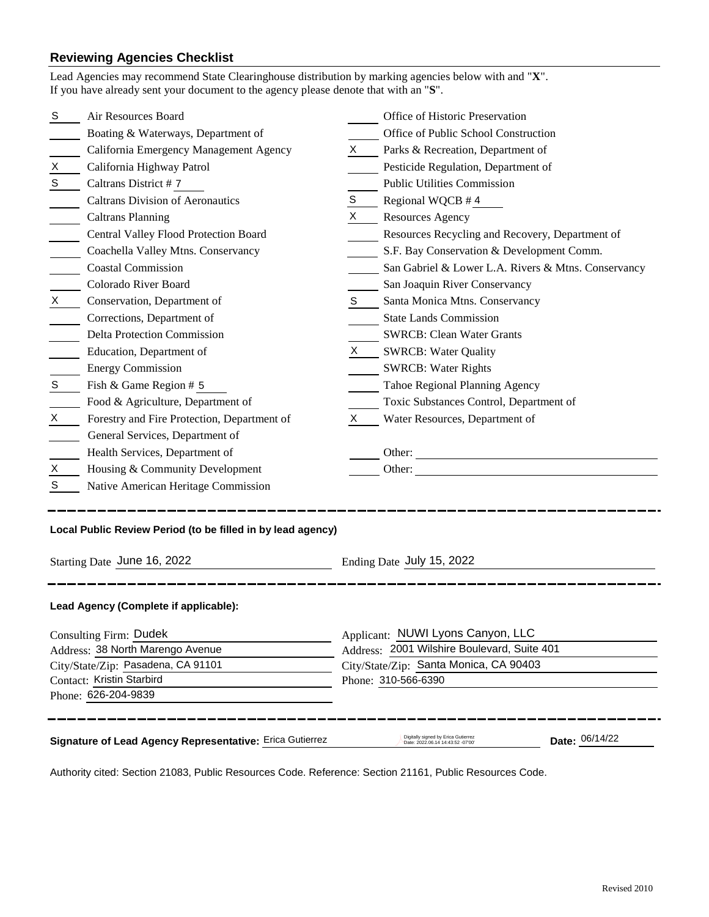## Reviewing Agencies Checklist

Lead Agencies may recommend State Clearinghouse distribution by marking agencies below with and "**X**".
If you have already sent your document to the agency please denote that with an "**S**".

| | | | |
|---|---|---|---|
| S | Air Resources Board | | Office of Historic Preservation |
| | Boating & Waterways, Department of | | Office of Public School Construction |
| | California Emergency Management Agency | X | Parks & Recreation, Department of |
| X | California Highway Patrol | | Pesticide Regulation, Department of |
| S | Caltrans District # 7 | | Public Utilities Commission |
| | Caltrans Division of Aeronautics | S | Regional WQCB # 4 |
| | Caltrans Planning | X | Resources Agency |
| | Central Valley Flood Protection Board | | Resources Recycling and Recovery, Department of |
| | Coachella Valley Mtns. Conservancy | | S.F. Bay Conservation & Development Comm. |
| | Coastal Commission | | San Gabriel & Lower L.A. Rivers & Mtns. Conservancy |
| | Colorado River Board | | San Joaquin River Conservancy |
| X | Conservation, Department of | S | Santa Monica Mtns. Conservancy |
| | Corrections, Department of | | State Lands Commission |
| | Delta Protection Commission | | SWRCB: Clean Water Grants |
| | Education, Department of | X | SWRCB: Water Quality |
| | Energy Commission | | SWRCB: Water Rights |
| S | Fish & Game Region # 5 | | Tahoe Regional Planning Agency |
| | Food & Agriculture, Department of | | Toxic Substances Control, Department of |
| X | Forestry and Fire Protection, Department of | X | Water Resources, Department of |
| | General Services, Department of | | |
| | Health Services, Department of | | Other: |
| X | Housing & Community Development | | Other: |
| S | Native American Heritage Commission | | |

**Local Public Review Period (to be filled in by lead agency)**

Starting Date June 16, 2022 Ending Date July 15, 2022

**Lead Agency (Complete if applicable):**

Consulting Firm: Dudek
Address: 38 North Marengo Avenue
City/State/Zip: Pasadena, CA 91101
Contact: Kristin Starbird
Phone: 626-204-9839

Applicant: NUWI Lyons Canyon, LLC
Address: 2001 Wilshire Boulevard, Suite 401
City/State/Zip: Santa Monica, CA 90403
Phone: 310-566-6390

**Signature of Lead Agency Representative:** Erica Gutierrez Digitally signed by Erica Gutierrez Date: 2022.06.14 14:43:52 -07'00' **Date:** 06/14/22

Authority cited: Section 21083, Public Resources Code. Reference: Section 21161, Public Resources Code.

Revised 2010